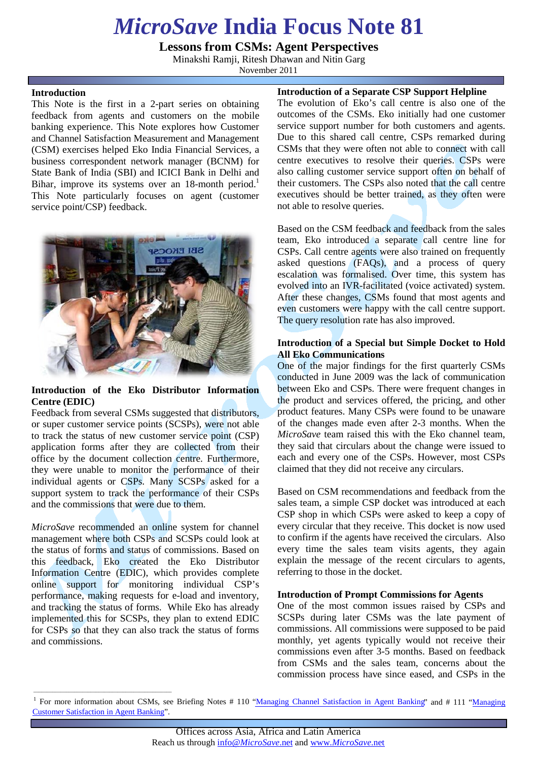# *MicroSave* India Focus Note 81

## Lessons from CSMs: Agent Perspectives

Minakshi Ramji, Ritesh Dhawan and Nitin Garg

November 2011

### Introduction

This Note is the first in a 2-part series on obtaining feedback from agents and customers on the mobile banking experience. This Note explores how Customer and Channel Satisfaction Measurement and Management (CSM) exercises helped Eko India Financial Services, a business correspondent network manager (BCNM) for State Bank of India (SBI) and ICICI Bank in Delhi and Bihar, improve its systems over an 18-month period.[1] This Note particularly focuses on agent (customer service point/CSP) feedback.

### Introduction of the Eko Distributor Information Centre (EDIC)

Feedback from several CSMs suggested that distributors, or super customer service points (SCSPs), were not able to track the status of new customer service point (CSP) application forms after they are collected from their office by the document collection centre. Furthermore, they were unable to monitor the performance of their individual agents or CSPs. Many SCSPs asked for a support system to track the performance of their CSPs and the commissions that were due to them.

*MicroSave* recommended an online system for channel management where both CSPs and SCSPs could look at the status of forms and status of commissions. Based on this feedback, Eko created the Eko Distributor Information Centre (EDIC), which provides complete online support for monitoring individual CSP's performance, making requests for e-load and inventory, and tracking the status of forms. While Eko has already implemented this for SCSPs, they plan to extend EDIC for CSPs so that they can also track the status of forms and commissions.

### Introduction of a Separate CSP Support Helpline

The evolution of Eko's call centre is also one of the outcomes of the CSMs. Eko initially had one customer service support number for both customers and agents. Due to this shared call centre, CSPs remarked during CSMs that they were often not able to connect with call centre executives to resolve their queries. CSPs were also calling customer service support often on behalf of their customers. The CSPs also noted that the call centre executives should be better trained, as they often were not able to resolve queries.

Based on the CSM feedback and feedback from the sales team, Eko introduced a separate call centre line for CSPs. Call centre agents were also trained on frequently asked questions (FAQs), and a process of query escalation was formalised. Over time, this system has evolved into an IVR-facilitated (voice activated) system. After these changes, CSMs found that most agents and even customers were happy with the call centre support. The query resolution rate has also improved.

### Introduction of a Special but Simple Docket to Hold All Eko Communications

One of the major findings for the first quarterly CSMs conducted in June 2009 was the lack of communication between Eko and CSPs. There were frequent changes in the product and services offered, the pricing, and other product features. Many CSPs were found to be unaware of the changes made even after 2-3 months. When the *MicroSave* team raised this with the Eko channel team, they said that circulars about the change were issued to each and every one of the CSPs. However, most CSPs claimed that they did not receive any circulars.

Based on CSM recommendations and feedback from the sales team, a simple CSP docket was introduced at each CSP shop in which CSPs were asked to keep a copy of every circular that they receive. This docket is now used to confirm if the agents have received the circulars. Also every time the sales team visits agents, they again explain the message of the recent circulars to agents, referring to those in the docket.

### Introduction of Prompt Commissions for Agents

One of the most common issues raised by CSPs and SCSPs during later CSMs was the late payment of commissions. All commissions were supposed to be paid monthly, yet agents typically would not receive their commissions even after 3-5 months. Based on feedback from CSMs and the sales team, concerns about the commission process have since eased, and CSPs in the

---

[1] For more information about CSMs, see Briefing Notes # 110 "Managing Channel Satisfaction in Agent Banking" and # 111 "Managing Customer Satisfaction in Agent Banking".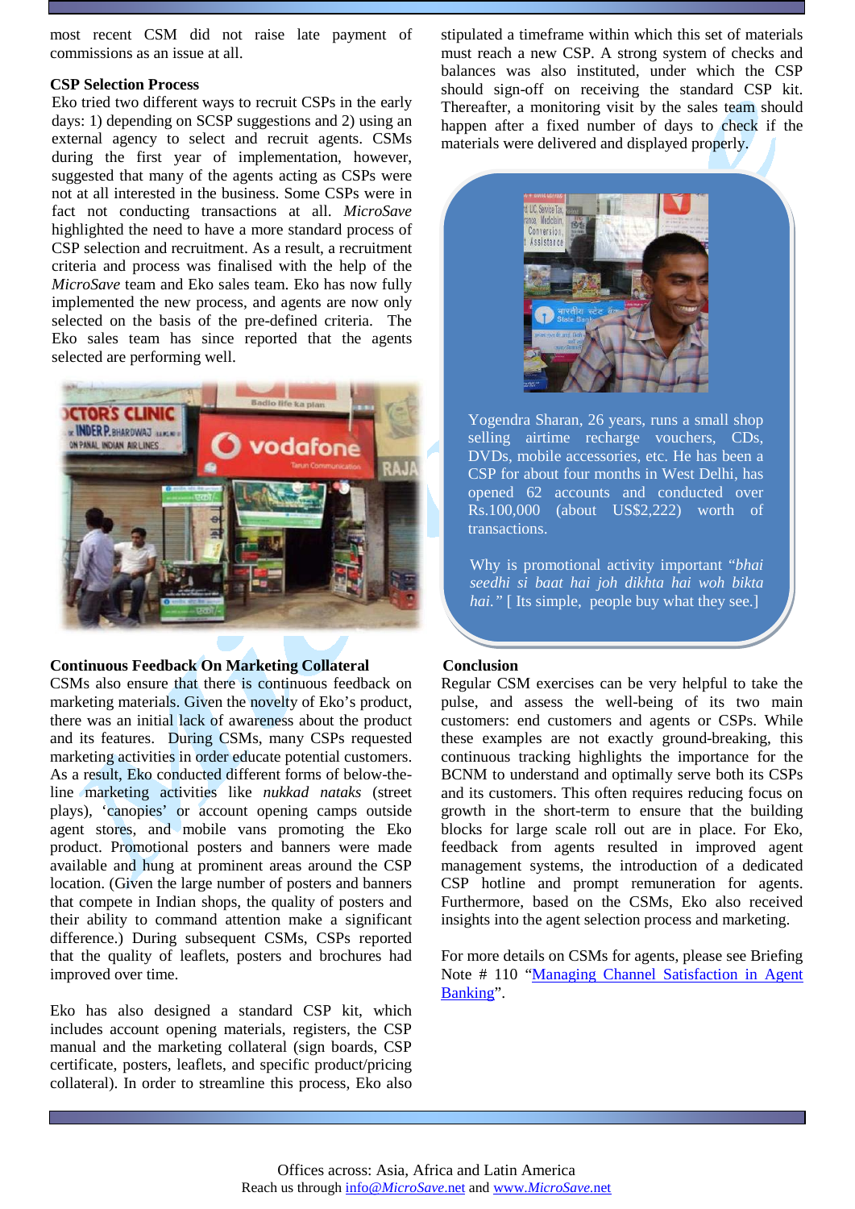most recent CSM did not raise late payment of commissions as an issue at all.

**CSP Selection Process**

Eko tried two different ways to recruit CSPs in the early days: 1) depending on SCSP suggestions and 2) using an external agency to select and recruit agents. CSMs during the first year of implementation, however, suggested that many of the agents acting as CSPs were not at all interested in the business. Some CSPs were in fact not conducting transactions at all. *MicroSave* highlighted the need to have a more standard process of CSP selection and recruitment. As a result, a recruitment criteria and process was finalised with the help of the *MicroSave* team and Eko sales team. Eko has now fully implemented the new process, and agents are now only selected on the basis of the pre-defined criteria. The Eko sales team has since reported that the agents selected are performing well.

**Continuous Feedback On Marketing Collateral**

CSMs also ensure that there is continuous feedback on marketing materials. Given the novelty of Eko's product, there was an initial lack of awareness about the product and its features. During CSMs, many CSPs requested marketing activities in order educate potential customers. As a result, Eko conducted different forms of below-the-line marketing activities like *nukkad nataks* (street plays), 'canopies' or account opening camps outside agent stores, and mobile vans promoting the Eko product. Promotional posters and banners were made available and hung at prominent areas around the CSP location. (Given the large number of posters and banners that compete in Indian shops, the quality of posters and their ability to command attention make a significant difference.) During subsequent CSMs, CSPs reported that the quality of leaflets, posters and brochures had improved over time.

Eko has also designed a standard CSP kit, which includes account opening materials, registers, the CSP manual and the marketing collateral (sign boards, CSP certificate, posters, leaflets, and specific product/pricing collateral). In order to streamline this process, Eko also stipulated a timeframe within which this set of materials must reach a new CSP. A strong system of checks and balances was also instituted, under which the CSP should sign-off on receiving the standard CSP kit. Thereafter, a monitoring visit by the sales team should happen after a fixed number of days to check if the materials were delivered and displayed properly.

Yogendra Sharan, 26 years, runs a small shop selling airtime recharge vouchers, CDs, DVDs, mobile accessories, etc. He has been a CSP for about four months in West Delhi, has opened 62 accounts and conducted over Rs.100,000 (about US$2,222) worth of transactions.

Why is promotional activity important *"bhai seedhi si baat hai joh dikhta hai woh bikta hai."* [ Its simple, people buy what they see.]

**Conclusion**

Regular CSM exercises can be very helpful to take the pulse, and assess the well-being of its two main customers: end customers and agents or CSPs. While these examples are not exactly ground-breaking, this continuous tracking highlights the importance for the BCNM to understand and optimally serve both its CSPs and its customers. This often requires reducing focus on growth in the short-term to ensure that the building blocks for large scale roll out are in place. For Eko, feedback from agents resulted in improved agent management systems, the introduction of a dedicated CSP hotline and prompt remuneration for agents. Furthermore, based on the CSMs, Eko also received insights into the agent selection process and marketing.

For more details on CSMs for agents, please see Briefing Note # 110 "Managing Channel Satisfaction in Agent Banking".

Offices across: Asia, Africa and Latin America
Reach us through info@*MicroSave*.net and www.*MicroSave*.net